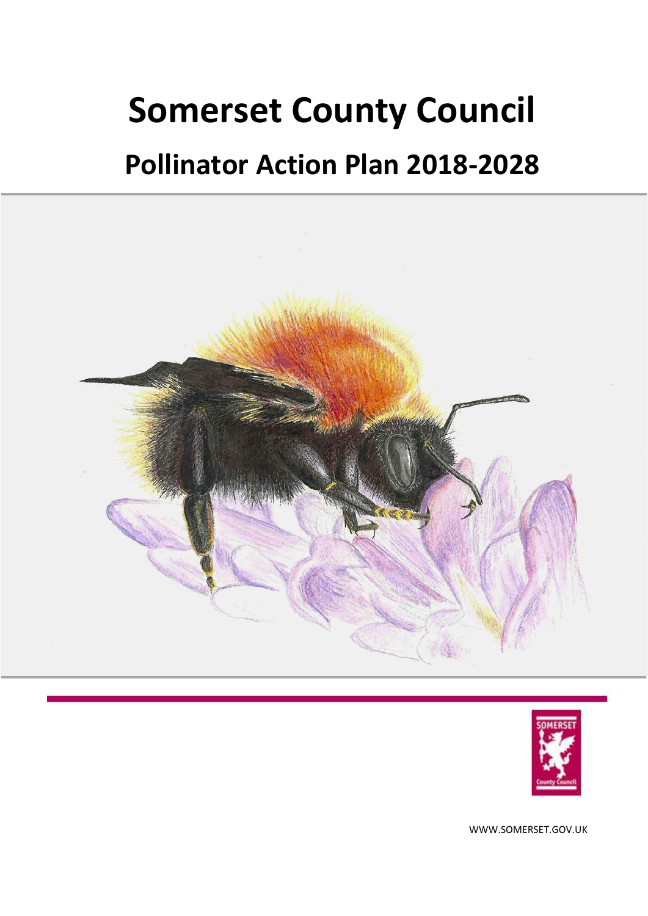# Somerset County Council

## Pollinator Action Plan 2018-2028

WWW.SOMERSET.GOV.UK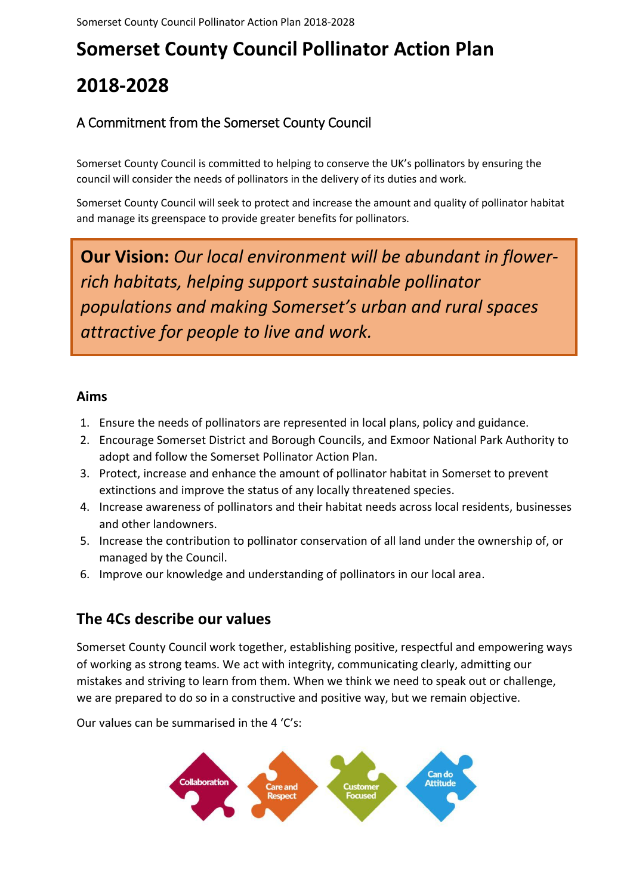# Somerset County Council Pollinator Action Plan 2018-2028

## A Commitment from the Somerset County Council

Somerset County Council is committed to helping to conserve the UK's pollinators by ensuring the council will consider the needs of pollinators in the delivery of its duties and work.

Somerset County Council will seek to protect and increase the amount and quality of pollinator habitat and manage its greenspace to provide greater benefits for pollinators.

> **Our Vision:** *Our local environment will be abundant in flower-rich habitats, helping support sustainable pollinator populations and making Somerset's urban and rural spaces attractive for people to live and work.*

### Aims

1. Ensure the needs of pollinators are represented in local plans, policy and guidance.
2. Encourage Somerset District and Borough Councils, and Exmoor National Park Authority to adopt and follow the Somerset Pollinator Action Plan.
3. Protect, increase and enhance the amount of pollinator habitat in Somerset to prevent extinctions and improve the status of any locally threatened species.
4. Increase awareness of pollinators and their habitat needs across local residents, businesses and other landowners.
5. Increase the contribution to pollinator conservation of all land under the ownership of, or managed by the Council.
6. Improve our knowledge and understanding of pollinators in our local area.

## The 4Cs describe our values

Somerset County Council work together, establishing positive, respectful and empowering ways of working as strong teams. We act with integrity, communicating clearly, admitting our mistakes and striving to learn from them. When we think we need to speak out or challenge, we are prepared to do so in a constructive and positive way, but we remain objective.

Our values can be summarised in the 4 'C's:

Collaboration | Care and Respect | Customer Focused | Can do Attitude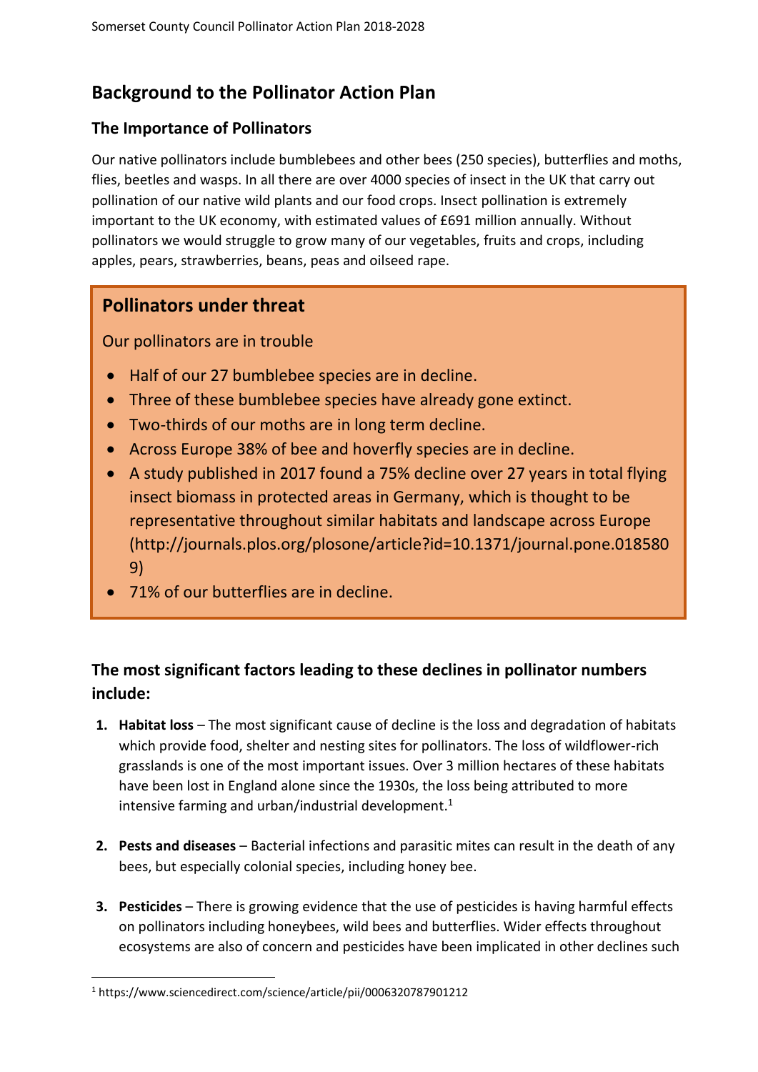## Background to the Pollinator Action Plan

### The Importance of Pollinators

Our native pollinators include bumblebees and other bees (250 species), butterflies and moths, flies, beetles and wasps. In all there are over 4000 species of insect in the UK that carry out pollination of our native wild plants and our food crops. Insect pollination is extremely important to the UK economy, with estimated values of £691 million annually. Without pollinators we would struggle to grow many of our vegetables, fruits and crops, including apples, pears, strawberries, beans, peas and oilseed rape.

### Pollinators under threat

Our pollinators are in trouble

- Half of our 27 bumblebee species are in decline.
- Three of these bumblebee species have already gone extinct.
- Two-thirds of our moths are in long term decline.
- Across Europe 38% of bee and hoverfly species are in decline.
- A study published in 2017 found a 75% decline over 27 years in total flying insect biomass in protected areas in Germany, which is thought to be representative throughout similar habitats and landscape across Europe (http://journals.plos.org/plosone/article?id=10.1371/journal.pone.0185809)
- 71% of our butterflies are in decline.

### The most significant factors leading to these declines in pollinator numbers include:

1. **Habitat loss** – The most significant cause of decline is the loss and degradation of habitats which provide food, shelter and nesting sites for pollinators. The loss of wildflower-rich grasslands is one of the most important issues. Over 3 million hectares of these habitats have been lost in England alone since the 1930s, the loss being attributed to more intensive farming and urban/industrial development.[1]

2. **Pests and diseases** – Bacterial infections and parasitic mites can result in the death of any bees, but especially colonial species, including honey bee.

3. **Pesticides** – There is growing evidence that the use of pesticides is having harmful effects on pollinators including honeybees, wild bees and butterflies. Wider effects throughout ecosystems are also of concern and pesticides have been implicated in other declines such

[1] https://www.sciencedirect.com/science/article/pii/0006320787901212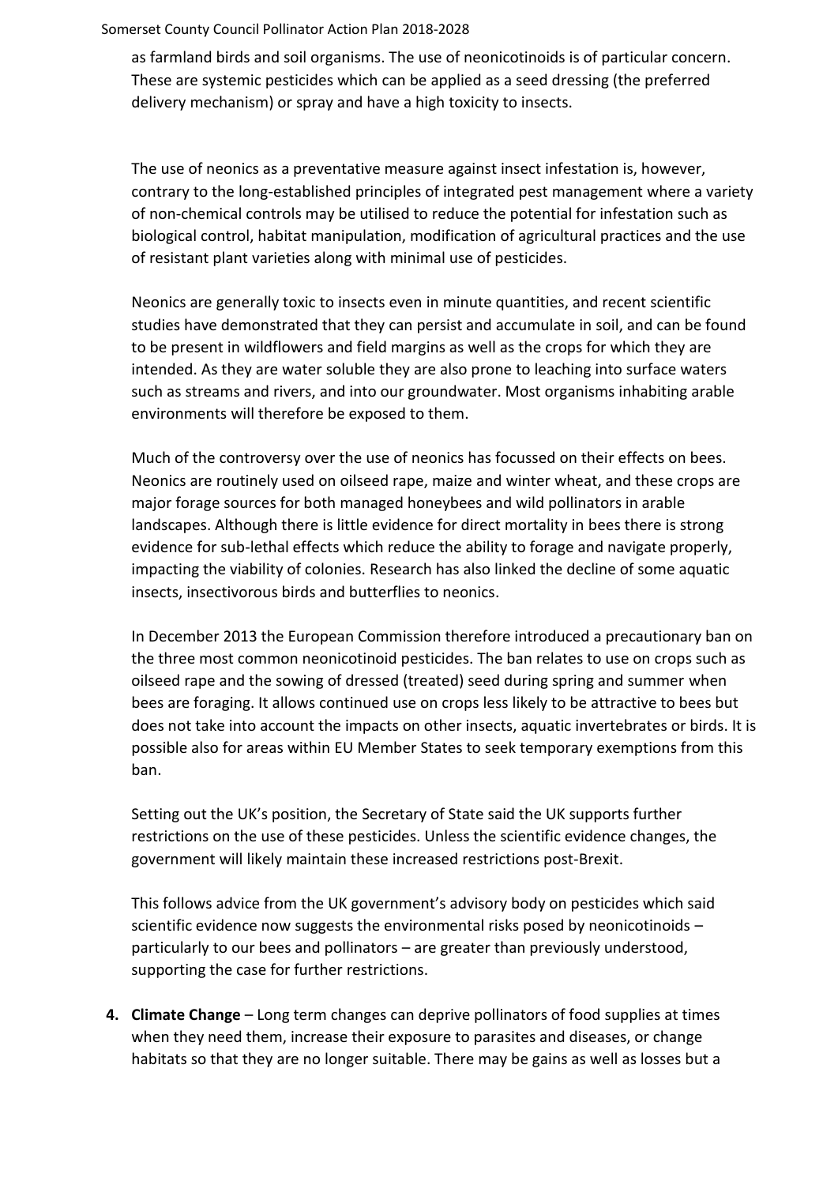as farmland birds and soil organisms. The use of neonicotinoids is of particular concern. These are systemic pesticides which can be applied as a seed dressing (the preferred delivery mechanism) or spray and have a high toxicity to insects.

The use of neonics as a preventative measure against insect infestation is, however, contrary to the long-established principles of integrated pest management where a variety of non-chemical controls may be utilised to reduce the potential for infestation such as biological control, habitat manipulation, modification of agricultural practices and the use of resistant plant varieties along with minimal use of pesticides.

Neonics are generally toxic to insects even in minute quantities, and recent scientific studies have demonstrated that they can persist and accumulate in soil, and can be found to be present in wildflowers and field margins as well as the crops for which they are intended. As they are water soluble they are also prone to leaching into surface waters such as streams and rivers, and into our groundwater. Most organisms inhabiting arable environments will therefore be exposed to them.

Much of the controversy over the use of neonics has focussed on their effects on bees. Neonics are routinely used on oilseed rape, maize and winter wheat, and these crops are major forage sources for both managed honeybees and wild pollinators in arable landscapes. Although there is little evidence for direct mortality in bees there is strong evidence for sub-lethal effects which reduce the ability to forage and navigate properly, impacting the viability of colonies. Research has also linked the decline of some aquatic insects, insectivorous birds and butterflies to neonics.

In December 2013 the European Commission therefore introduced a precautionary ban on the three most common neonicotinoid pesticides. The ban relates to use on crops such as oilseed rape and the sowing of dressed (treated) seed during spring and summer when bees are foraging. It allows continued use on crops less likely to be attractive to bees but does not take into account the impacts on other insects, aquatic invertebrates or birds. It is possible also for areas within EU Member States to seek temporary exemptions from this ban.

Setting out the UK's position, the Secretary of State said the UK supports further restrictions on the use of these pesticides. Unless the scientific evidence changes, the government will likely maintain these increased restrictions post-Brexit.

This follows advice from the UK government's advisory body on pesticides which said scientific evidence now suggests the environmental risks posed by neonicotinoids – particularly to our bees and pollinators – are greater than previously understood, supporting the case for further restrictions.

4. **Climate Change** – Long term changes can deprive pollinators of food supplies at times when they need them, increase their exposure to parasites and diseases, or change habitats so that they are no longer suitable. There may be gains as well as losses but a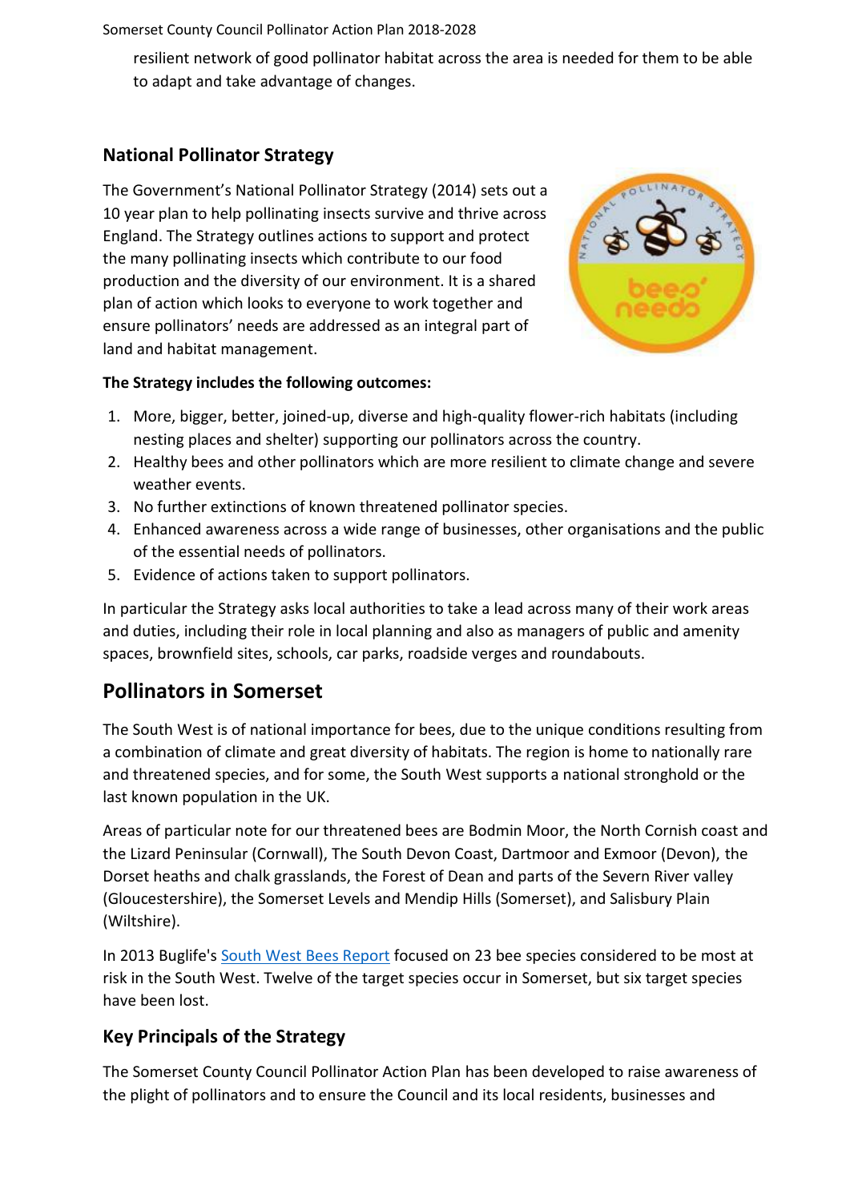resilient network of good pollinator habitat across the area is needed for them to be able to adapt and take advantage of changes.

### National Pollinator Strategy

The Government's National Pollinator Strategy (2014) sets out a 10 year plan to help pollinating insects survive and thrive across England. The Strategy outlines actions to support and protect the many pollinating insects which contribute to our food production and the diversity of our environment. It is a shared plan of action which looks to everyone to work together and ensure pollinators' needs are addressed as an integral part of land and habitat management.

**The Strategy includes the following outcomes:**

1. More, bigger, better, joined-up, diverse and high-quality flower-rich habitats (including nesting places and shelter) supporting our pollinators across the country.
2. Healthy bees and other pollinators which are more resilient to climate change and severe weather events.
3. No further extinctions of known threatened pollinator species.
4. Enhanced awareness across a wide range of businesses, other organisations and the public of the essential needs of pollinators.
5. Evidence of actions taken to support pollinators.

In particular the Strategy asks local authorities to take a lead across many of their work areas and duties, including their role in local planning and also as managers of public and amenity spaces, brownfield sites, schools, car parks, roadside verges and roundabouts.

## Pollinators in Somerset

The South West is of national importance for bees, due to the unique conditions resulting from a combination of climate and great diversity of habitats. The region is home to nationally rare and threatened species, and for some, the South West supports a national stronghold or the last known population in the UK.

Areas of particular note for our threatened bees are Bodmin Moor, the North Cornish coast and the Lizard Peninsular (Cornwall), The South Devon Coast, Dartmoor and Exmoor (Devon), the Dorset heaths and chalk grasslands, the Forest of Dean and parts of the Severn River valley (Gloucestershire), the Somerset Levels and Mendip Hills (Somerset), and Salisbury Plain (Wiltshire).

In 2013 Buglife's South West Bees Report focused on 23 bee species considered to be most at risk in the South West. Twelve of the target species occur in Somerset, but six target species have been lost.

### Key Principals of the Strategy

The Somerset County Council Pollinator Action Plan has been developed to raise awareness of the plight of pollinators and to ensure the Council and its local residents, businesses and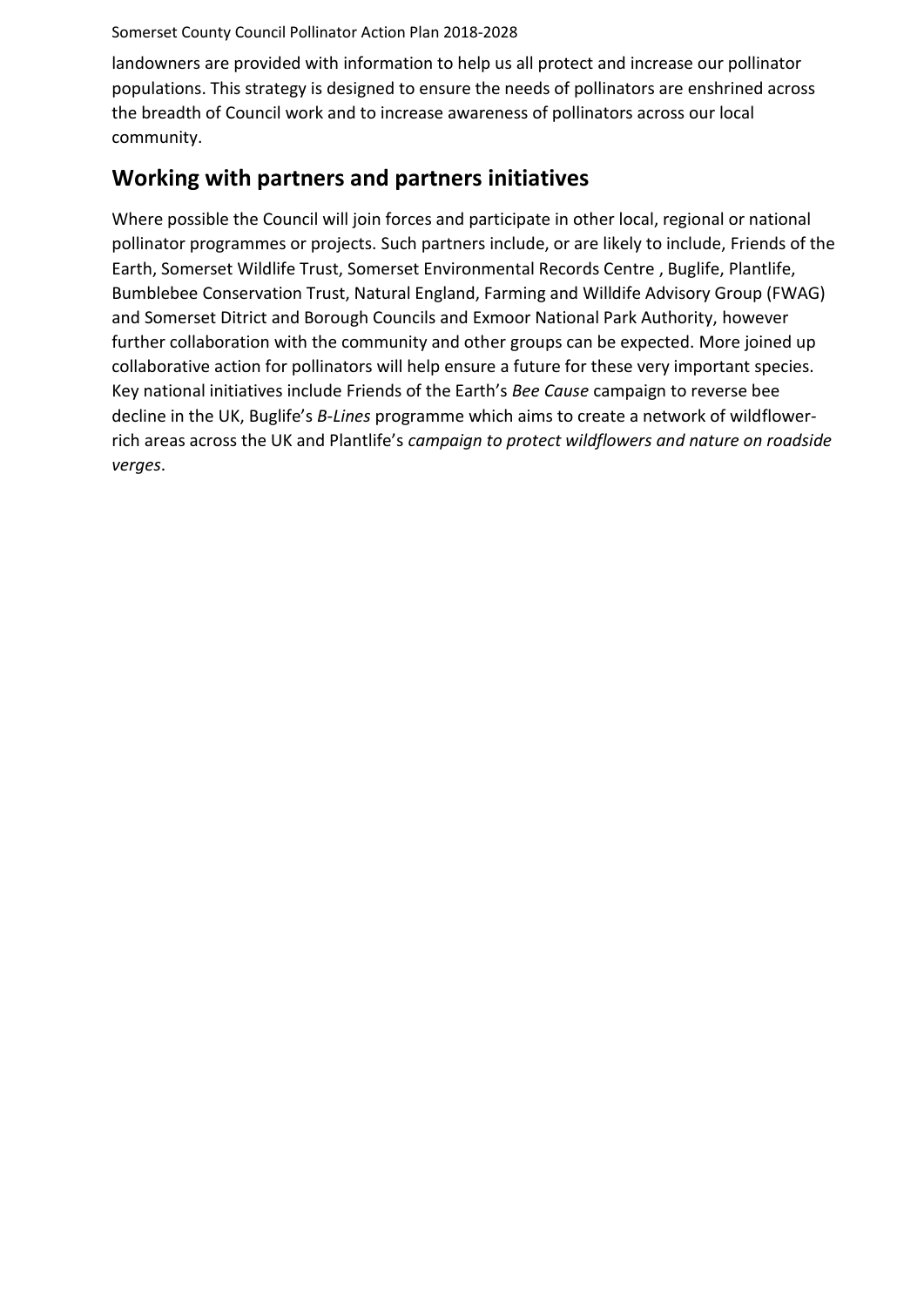landowners are provided with information to help us all protect and increase our pollinator populations. This strategy is designed to ensure the needs of pollinators are enshrined across the breadth of Council work and to increase awareness of pollinators across our local community.

## Working with partners and partners initiatives

Where possible the Council will join forces and participate in other local, regional or national pollinator programmes or projects. Such partners include, or are likely to include, Friends of the Earth, Somerset Wildlife Trust, Somerset Environmental Records Centre , Buglife, Plantlife, Bumblebee Conservation Trust, Natural England, Farming and Willdife Advisory Group (FWAG) and Somerset Ditrict and Borough Councils and Exmoor National Park Authority, however further collaboration with the community and other groups can be expected. More joined up collaborative action for pollinators will help ensure a future for these very important species. Key national initiatives include Friends of the Earth's *Bee Cause* campaign to reverse bee decline in the UK, Buglife's *B-Lines* programme which aims to create a network of wildflower-rich areas across the UK and Plantlife's *campaign to protect wildflowers and nature on roadside verges*.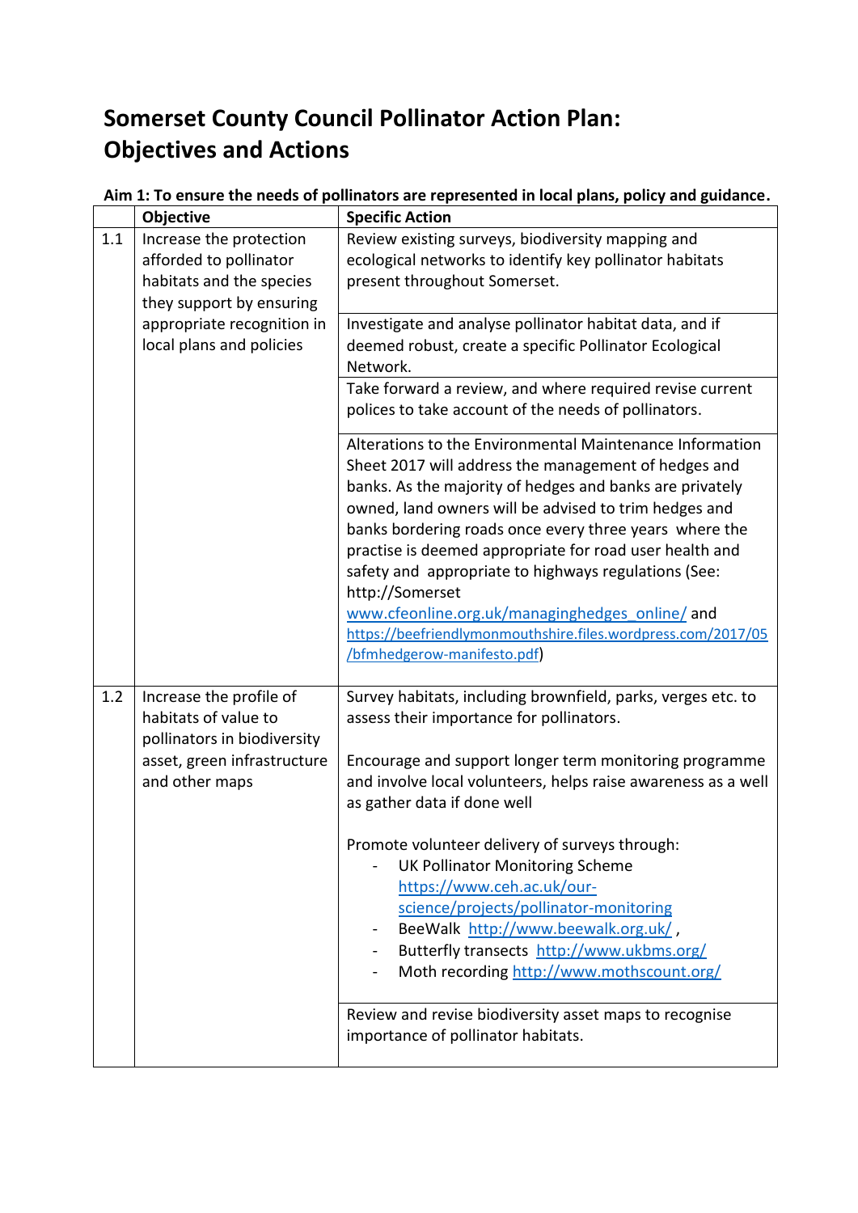# Somerset County Council Pollinator Action Plan: Objectives and Actions

**Aim 1: To ensure the needs of pollinators are represented in local plans, policy and guidance.**

| | Objective | Specific Action |
|---|---|---|
| 1.1 | Increase the protection afforded to pollinator habitats and the species they support by ensuring appropriate recognition in local plans and policies | Review existing surveys, biodiversity mapping and ecological networks to identify key pollinator habitats present throughout Somerset. |
| | | Investigate and analyse pollinator habitat data, and if deemed robust, create a specific Pollinator Ecological Network. |
| | | Take forward a review, and where required revise current polices to take account of the needs of pollinators. |
| | | Alterations to the Environmental Maintenance Information Sheet 2017 will address the management of hedges and banks. As the majority of hedges and banks are privately owned, land owners will be advised to trim hedges and banks bordering roads once every three years where the practise is deemed appropriate for road user health and safety and appropriate to highways regulations (See: http://Somerset www.cfeonline.org.uk/managinghedges_online/ and https://beefriendlymonmouthshire.files.wordpress.com/2017/05/bfmhedgerow-manifesto.pdf) |
| 1.2 | Increase the profile of habitats of value to pollinators in biodiversity asset, green infrastructure and other maps | Survey habitats, including brownfield, parks, verges etc. to assess their importance for pollinators.<br><br>Encourage and support longer term monitoring programme and involve local volunteers, helps raise awareness as a well as gather data if done well<br><br>Promote volunteer delivery of surveys through:<br>- UK Pollinator Monitoring Scheme https://www.ceh.ac.uk/our-science/projects/pollinator-monitoring<br>- BeeWalk http://www.beewalk.org.uk/ ,<br>- Butterfly transects http://www.ukbms.org/<br>- Moth recording http://www.mothscount.org/ |
| | | Review and revise biodiversity asset maps to recognise importance of pollinator habitats. |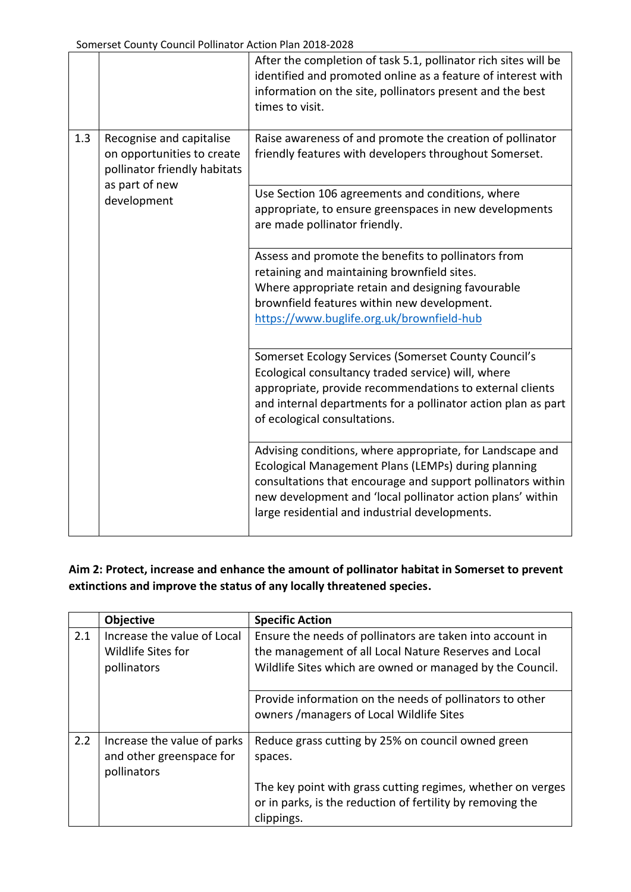|  |  |  |
|---|---|---|
|  |  | After the completion of task 5.1, pollinator rich sites will be identified and promoted online as a feature of interest with information on the site, pollinators present and the best times to visit. |
| 1.3 | Recognise and capitalise on opportunities to create pollinator friendly habitats as part of new development | Raise awareness of and promote the creation of pollinator friendly features with developers throughout Somerset. |
|  |  | Use Section 106 agreements and conditions, where appropriate, to ensure greenspaces in new developments are made pollinator friendly. |
|  |  | Assess and promote the benefits to pollinators from retaining and maintaining brownfield sites. Where appropriate retain and designing favourable brownfield features within new development. https://www.buglife.org.uk/brownfield-hub |
|  |  | Somerset Ecology Services (Somerset County Council's Ecological consultancy traded service) will, where appropriate, provide recommendations to external clients and internal departments for a pollinator action plan as part of ecological consultations. |
|  |  | Advising conditions, where appropriate, for Landscape and Ecological Management Plans (LEMPs) during planning consultations that encourage and support pollinators within new development and 'local pollinator action plans' within large residential and industrial developments. |

**Aim 2: Protect, increase and enhance the amount of pollinator habitat in Somerset to prevent extinctions and improve the status of any locally threatened species.**

|  | Objective | Specific Action |
|---|---|---|
| 2.1 | Increase the value of Local Wildlife Sites for pollinators | Ensure the needs of pollinators are taken into account in the management of all Local Nature Reserves and Local Wildlife Sites which are owned or managed by the Council. |
|  |  | Provide information on the needs of pollinators to other owners /managers of Local Wildlife Sites |
| 2.2 | Increase the value of parks and other greenspace for pollinators | Reduce grass cutting by 25% on council owned green spaces.<br><br>The key point with grass cutting regimes, whether on verges or in parks, is the reduction of fertility by removing the clippings. |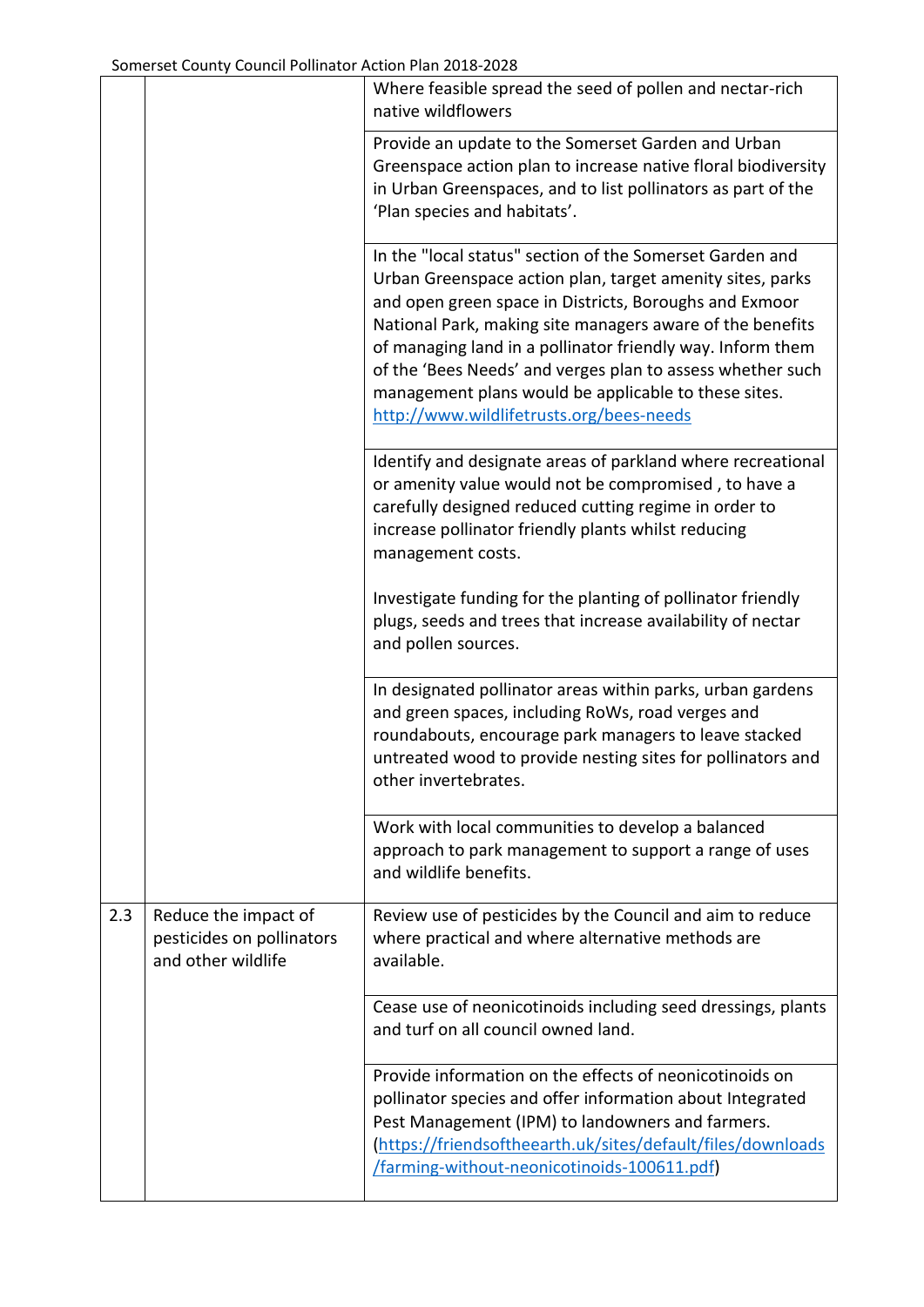| | | |
|---|---|---|
| | | Where feasible spread the seed of pollen and nectar-rich native wildflowers |
| | | Provide an update to the Somerset Garden and Urban Greenspace action plan to increase native floral biodiversity in Urban Greenspaces, and to list pollinators as part of the 'Plan species and habitats'. |
| | | In the "local status" section of the Somerset Garden and Urban Greenspace action plan, target amenity sites, parks and open green space in Districts, Boroughs and Exmoor National Park, making site managers aware of the benefits of managing land in a pollinator friendly way. Inform them of the 'Bees Needs' and verges plan to assess whether such management plans would be applicable to these sites. http://www.wildlifetrusts.org/bees-needs |
| | | Identify and designate areas of parkland where recreational or amenity value would not be compromised , to have a carefully designed reduced cutting regime in order to increase pollinator friendly plants whilst reducing management costs.<br><br>Investigate funding for the planting of pollinator friendly plugs, seeds and trees that increase availability of nectar and pollen sources. |
| | | In designated pollinator areas within parks, urban gardens and green spaces, including RoWs, road verges and roundabouts, encourage park managers to leave stacked untreated wood to provide nesting sites for pollinators and other invertebrates. |
| | | Work with local communities to develop a balanced approach to park management to support a range of uses and wildlife benefits. |
| 2.3 | Reduce the impact of pesticides on pollinators and other wildlife | Review use of pesticides by the Council and aim to reduce where practical and where alternative methods are available. |
| | | Cease use of neonicotinoids including seed dressings, plants and turf on all council owned land. |
| | | Provide information on the effects of neonicotinoids on pollinator species and offer information about Integrated Pest Management (IPM) to landowners and farmers. (https://friendsoftheearth.uk/sites/default/files/downloads/farming-without-neonicotinoids-100611.pdf) |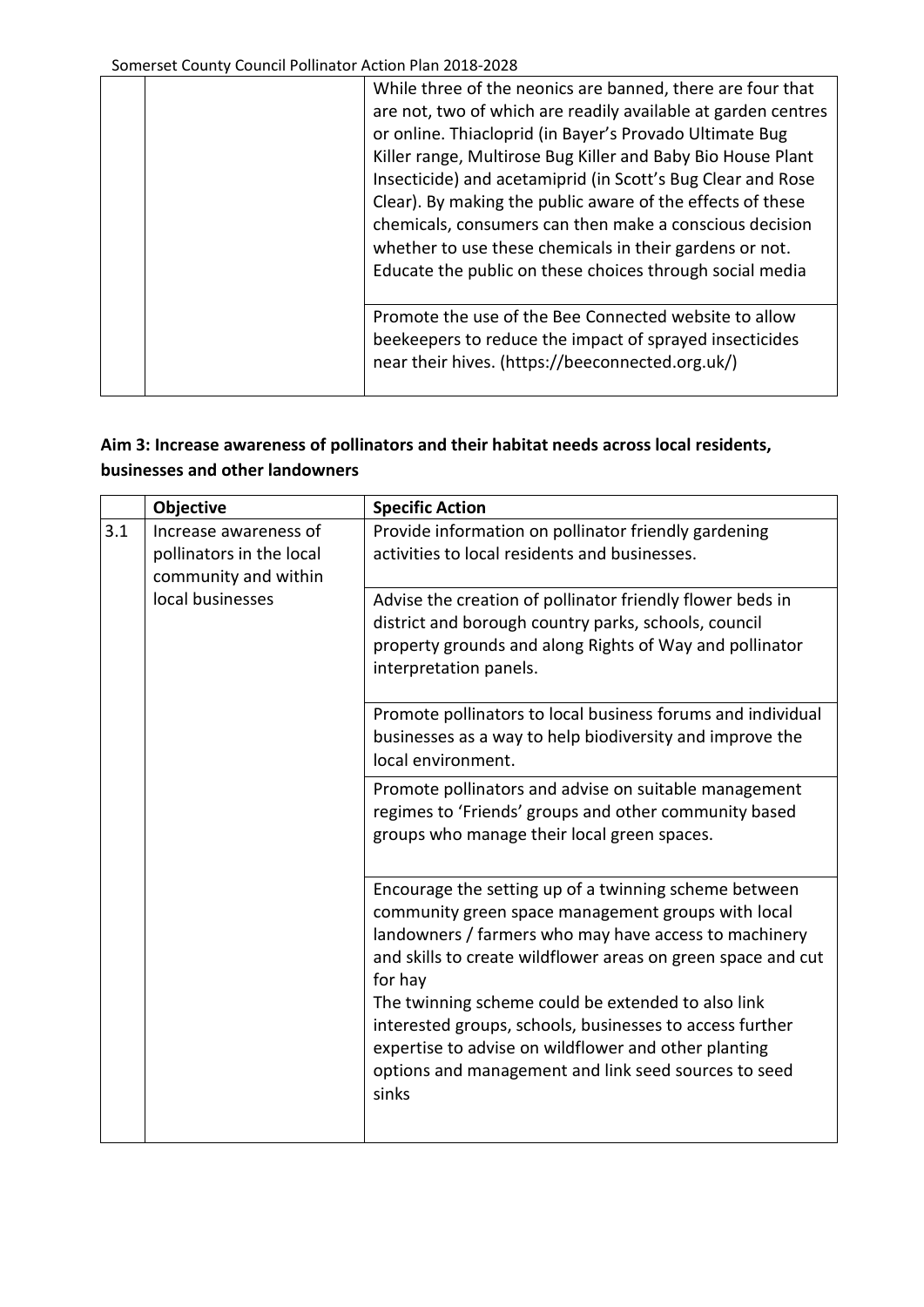| | | |
|---|---|---|
| | | While three of the neonics are banned, there are four that are not, two of which are readily available at garden centres or online. Thiacloprid (in Bayer's Provado Ultimate Bug Killer range, Multirose Bug Killer and Baby Bio House Plant Insecticide) and acetamiprid (in Scott's Bug Clear and Rose Clear). By making the public aware of the effects of these chemicals, consumers can then make a conscious decision whether to use these chemicals in their gardens or not. Educate the public on these choices through social media |
| | | Promote the use of the Bee Connected website to allow beekeepers to reduce the impact of sprayed insecticides near their hives. (https://beeconnected.org.uk/) |

**Aim 3: Increase awareness of pollinators and their habitat needs across local residents, businesses and other landowners**

| | Objective | Specific Action |
|---|---|---|
| 3.1 | Increase awareness of pollinators in the local community and within local businesses | Provide information on pollinator friendly gardening activities to local residents and businesses. |
| | | Advise the creation of pollinator friendly flower beds in district and borough country parks, schools, council property grounds and along Rights of Way and pollinator interpretation panels. |
| | | Promote pollinators to local business forums and individual businesses as a way to help biodiversity and improve the local environment. |
| | | Promote pollinators and advise on suitable management regimes to 'Friends' groups and other community based groups who manage their local green spaces. |
| | | Encourage the setting up of a twinning scheme between community green space management groups with local landowners / farmers who may have access to machinery and skills to create wildflower areas on green space and cut for hay<br>The twinning scheme could be extended to also link interested groups, schools, businesses to access further expertise to advise on wildflower and other planting options and management and link seed sources to seed sinks |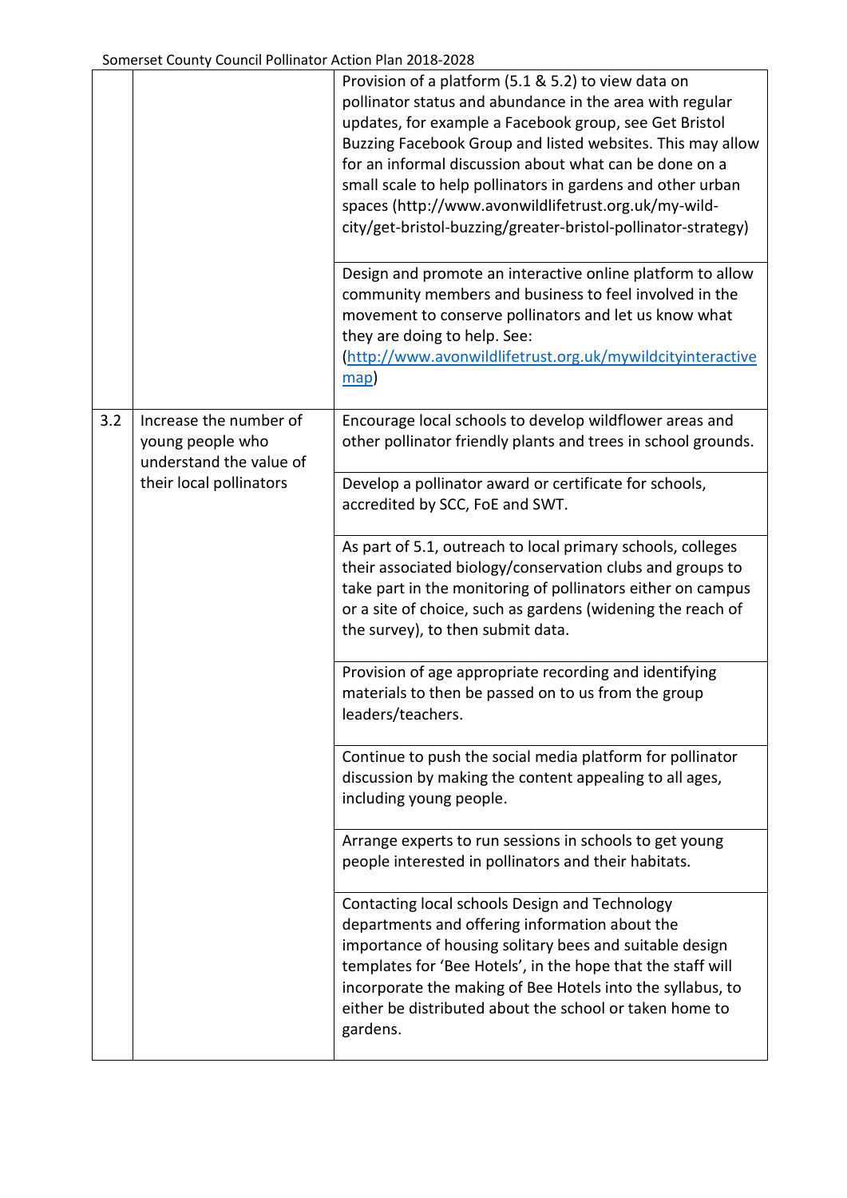| | | |
|---|---|---|
| | | Provision of a platform (5.1 & 5.2) to view data on pollinator status and abundance in the area with regular updates, for example a Facebook group, see Get Bristol Buzzing Facebook Group and listed websites. This may allow for an informal discussion about what can be done on a small scale to help pollinators in gardens and other urban spaces (http://www.avonwildlifetrust.org.uk/my-wild-city/get-bristol-buzzing/greater-bristol-pollinator-strategy) |
| | | Design and promote an interactive online platform to allow community members and business to feel involved in the movement to conserve pollinators and let us know what they are doing to help. See: (http://www.avonwildlifetrust.org.uk/mywildcityinteractivemap) |
| 3.2 | Increase the number of young people who understand the value of their local pollinators | Encourage local schools to develop wildflower areas and other pollinator friendly plants and trees in school grounds. |
| | | Develop a pollinator award or certificate for schools, accredited by SCC, FoE and SWT. |
| | | As part of 5.1, outreach to local primary schools, colleges their associated biology/conservation clubs and groups to take part in the monitoring of pollinators either on campus or a site of choice, such as gardens (widening the reach of the survey), to then submit data. |
| | | Provision of age appropriate recording and identifying materials to then be passed on to us from the group leaders/teachers. |
| | | Continue to push the social media platform for pollinator discussion by making the content appealing to all ages, including young people. |
| | | Arrange experts to run sessions in schools to get young people interested in pollinators and their habitats. |
| | | Contacting local schools Design and Technology departments and offering information about the importance of housing solitary bees and suitable design templates for 'Bee Hotels', in the hope that the staff will incorporate the making of Bee Hotels into the syllabus, to either be distributed about the school or taken home to gardens. |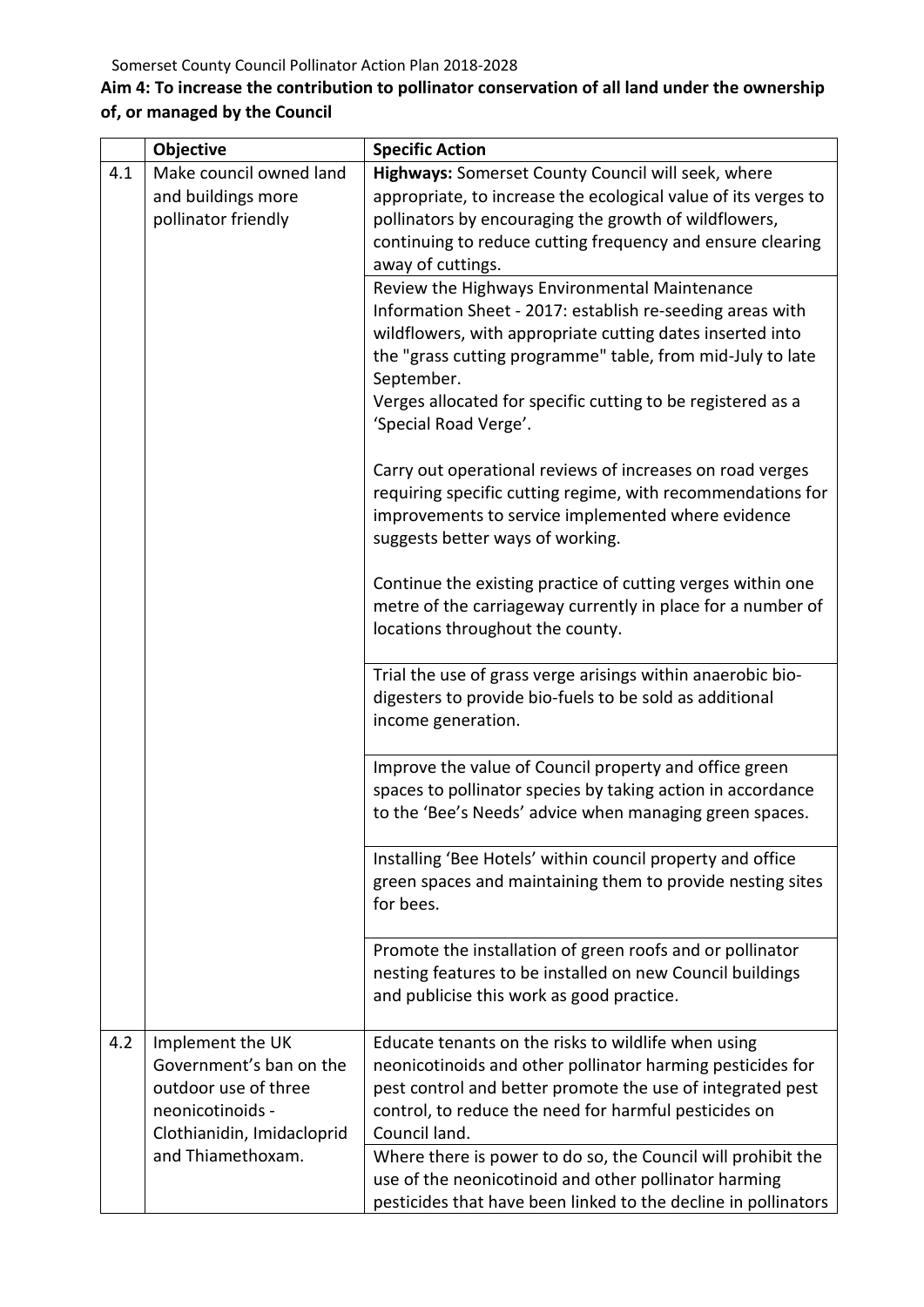## Aim 4: To increase the contribution to pollinator conservation of all land under the ownership of, or managed by the Council

| | Objective | Specific Action |
|---|---|---|
| 4.1 | Make council owned land and buildings more pollinator friendly | **Highways:** Somerset County Council will seek, where appropriate, to increase the ecological value of its verges to pollinators by encouraging the growth of wildflowers, continuing to reduce cutting frequency and ensure clearing away of cuttings. |
| | | Review the Highways Environmental Maintenance Information Sheet - 2017: establish re-seeding areas with wildflowers, with appropriate cutting dates inserted into the "grass cutting programme" table, from mid-July to late September.<br>Verges allocated for specific cutting to be registered as a 'Special Road Verge'.<br><br>Carry out operational reviews of increases on road verges requiring specific cutting regime, with recommendations for improvements to service implemented where evidence suggests better ways of working.<br><br>Continue the existing practice of cutting verges within one metre of the carriageway currently in place for a number of locations throughout the county. |
| | | Trial the use of grass verge arisings within anaerobic bio-digesters to provide bio-fuels to be sold as additional income generation. |
| | | Improve the value of Council property and office green spaces to pollinator species by taking action in accordance to the 'Bee's Needs' advice when managing green spaces. |
| | | Installing 'Bee Hotels' within council property and office green spaces and maintaining them to provide nesting sites for bees. |
| | | Promote the installation of green roofs and or pollinator nesting features to be installed on new Council buildings and publicise this work as good practice. |
| 4.2 | Implement the UK Government's ban on the outdoor use of three neonicotinoids - Clothianidin, Imidacloprid and Thiamethoxam. | Educate tenants on the risks to wildlife when using neonicotinoids and other pollinator harming pesticides for pest control and better promote the use of integrated pest control, to reduce the need for harmful pesticides on Council land. |
| | | Where there is power to do so, the Council will prohibit the use of the neonicotinoid and other pollinator harming pesticides that have been linked to the decline in pollinators |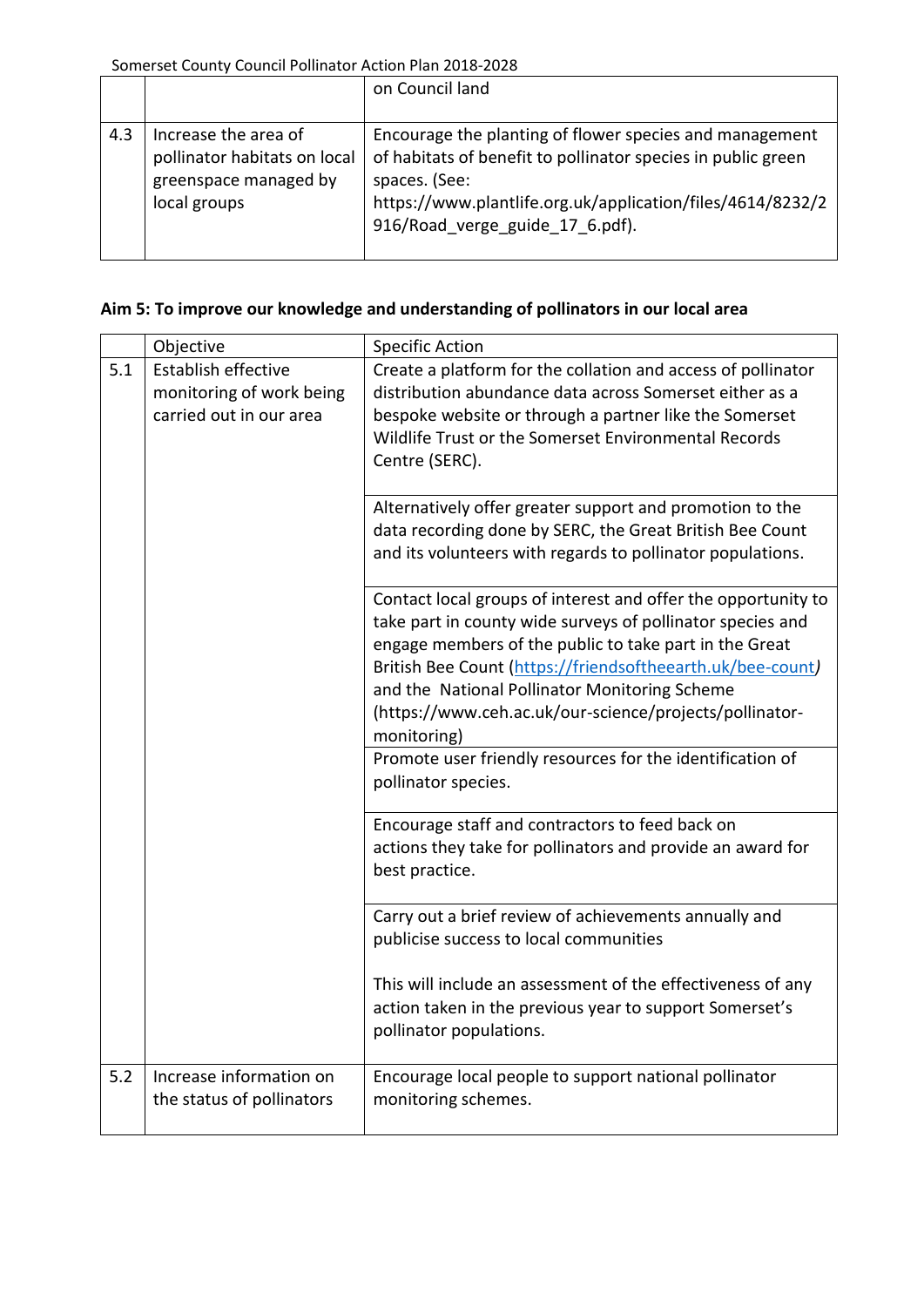|  |  | on Council land |
|---|---|---|
| 4.3 | Increase the area of pollinator habitats on local greenspace managed by local groups | Encourage the planting of flower species and management of habitats of benefit to pollinator species in public green spaces. (See: https://www.plantlife.org.uk/application/files/4614/8232/2916/Road_verge_guide_17_6.pdf). |

**Aim 5: To improve our knowledge and understanding of pollinators in our local area**

|  | Objective | Specific Action |
|---|---|---|
| 5.1 | Establish effective monitoring of work being carried out in our area | Create a platform for the collation and access of pollinator distribution abundance data across Somerset either as a bespoke website or through a partner like the Somerset Wildlife Trust or the Somerset Environmental Records Centre (SERC). |
|  |  | Alternatively offer greater support and promotion to the data recording done by SERC, the Great British Bee Count and its volunteers with regards to pollinator populations. |
|  |  | Contact local groups of interest and offer the opportunity to take part in county wide surveys of pollinator species and engage members of the public to take part in the Great British Bee Count (https://friendsoftheearth.uk/bee-count) and the National Pollinator Monitoring Scheme (https://www.ceh.ac.uk/our-science/projects/pollinator-monitoring) |
|  |  | Promote user friendly resources for the identification of pollinator species. |
|  |  | Encourage staff and contractors to feed back on actions they take for pollinators and provide an award for best practice. |
|  |  | Carry out a brief review of achievements annually and publicise success to local communities<br><br>This will include an assessment of the effectiveness of any action taken in the previous year to support Somerset's pollinator populations. |
| 5.2 | Increase information on the status of pollinators | Encourage local people to support national pollinator monitoring schemes. |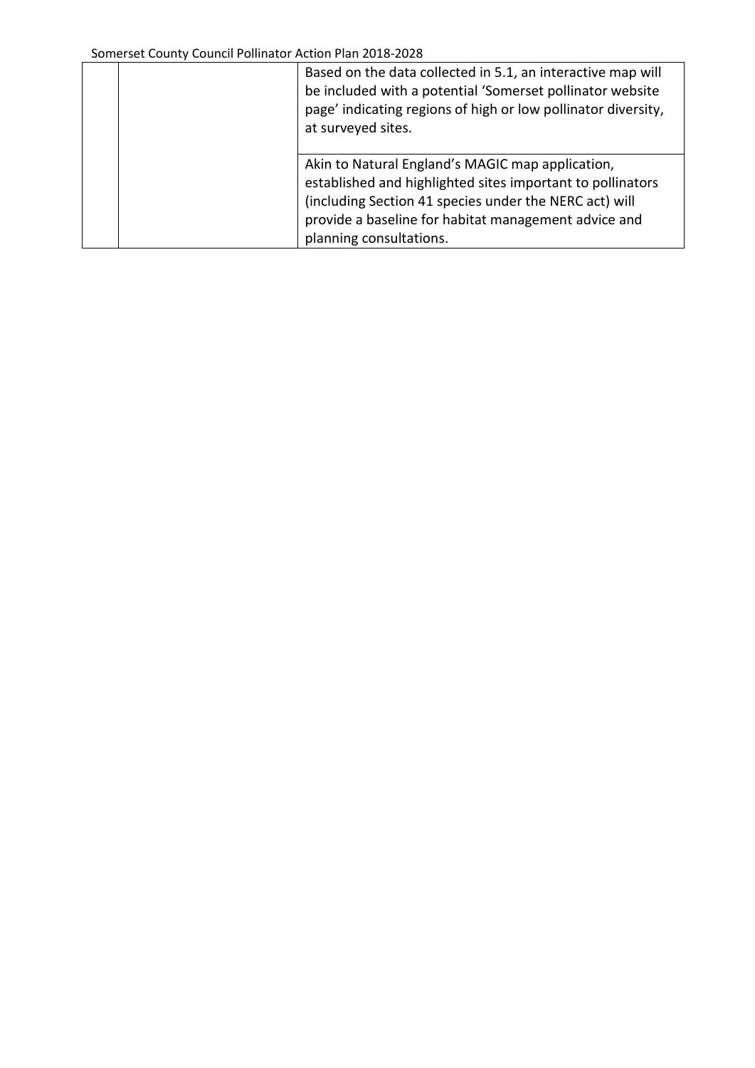| | | |
|---|---|---|
| | | Based on the data collected in 5.1, an interactive map will be included with a potential 'Somerset pollinator website page' indicating regions of high or low pollinator diversity, at surveyed sites. |
| | | Akin to Natural England's MAGIC map application, established and highlighted sites important to pollinators (including Section 41 species under the NERC act) will provide a baseline for habitat management advice and planning consultations. |